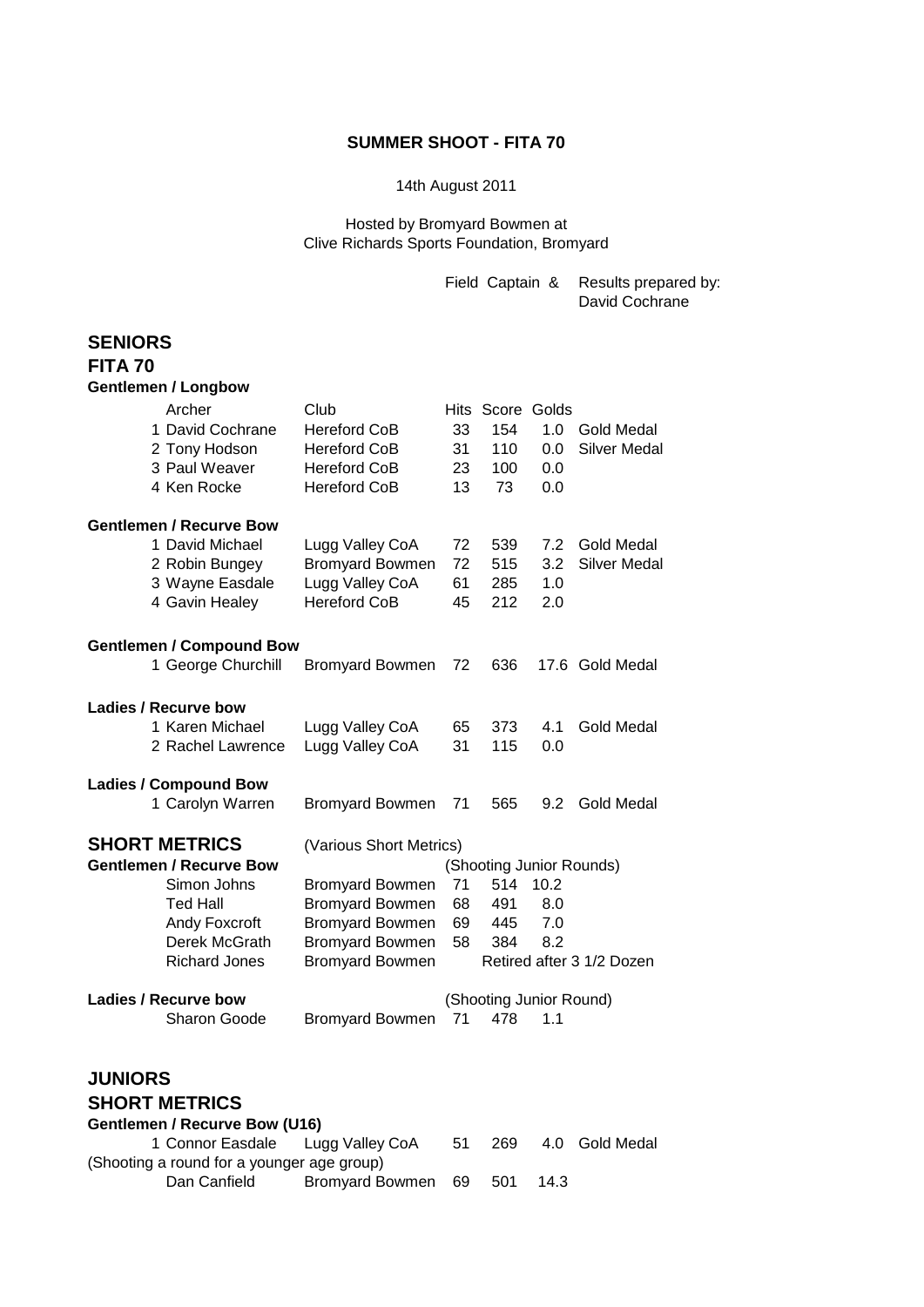## SUMMER SHOOT - FITA 70

14th August 2011

Hosted by Bromyard Bowmen at
Clive Richards Sports Foundation, Bromyard

Field Captain & Results prepared by:
David Cochrane

# SENIORS

## FITA 70

### Gentlemen / Longbow

| | Archer | Club | Hits | Score | Golds | |
|---|---|---|---|---|---|---|
| 1 | David Cochrane | Hereford CoB | 33 | 154 | 1.0 | Gold Medal |
| 2 | Tony Hodson | Hereford CoB | 31 | 110 | 0.0 | Silver Medal |
| 3 | Paul Weaver | Hereford CoB | 23 | 100 | 0.0 | |
| 4 | Ken Rocke | Hereford CoB | 13 | 73 | 0.0 | |

### Gentlemen / Recurve Bow

| | Archer | Club | Hits | Score | Golds | |
|---|---|---|---|---|---|---|
| 1 | David Michael | Lugg Valley CoA | 72 | 539 | 7.2 | Gold Medal |
| 2 | Robin Bungey | Bromyard Bowmen | 72 | 515 | 3.2 | Silver Medal |
| 3 | Wayne Easdale | Lugg Valley CoA | 61 | 285 | 1.0 | |
| 4 | Gavin Healey | Hereford CoB | 45 | 212 | 2.0 | |

### Gentlemen / Compound Bow

| | Archer | Club | Hits | Score | Golds | |
|---|---|---|---|---|---|---|
| 1 | George Churchill | Bromyard Bowmen | 72 | 636 | 17.6 | Gold Medal |

### Ladies / Recurve bow

| | Archer | Club | Hits | Score | Golds | |
|---|---|---|---|---|---|---|
| 1 | Karen Michael | Lugg Valley CoA | 65 | 373 | 4.1 | Gold Medal |
| 2 | Rachel Lawrence | Lugg Valley CoA | 31 | 115 | 0.0 | |

### Ladies / Compound Bow

| | Archer | Club | Hits | Score | Golds | |
|---|---|---|---|---|---|---|
| 1 | Carolyn Warren | Bromyard Bowmen | 71 | 565 | 9.2 | Gold Medal |

## SHORT METRICS

(Various Short Metrics)

### Gentlemen / Recurve Bow

(Shooting Junior Rounds)

| Archer | Club | Hits | Score | Golds |
|---|---|---|---|---|
| Simon Johns | Bromyard Bowmen | 71 | 514 | 10.2 |
| Ted Hall | Bromyard Bowmen | 68 | 491 | 8.0 |
| Andy Foxcroft | Bromyard Bowmen | 69 | 445 | 7.0 |
| Derek McGrath | Bromyard Bowmen | 58 | 384 | 8.2 |
| Richard Jones | Bromyard Bowmen | Retired after 3 1/2 Dozen | | |

### Ladies / Recurve bow

(Shooting Junior Round)

| Archer | Club | Hits | Score | Golds |
|---|---|---|---|---|
| Sharon Goode | Bromyard Bowmen | 71 | 478 | 1.1 |

# JUNIORS

## SHORT METRICS

### Gentlemen / Recurve Bow (U16)

| | Archer | Club | Hits | Score | Golds | |
|---|---|---|---|---|---|---|
| 1 | Connor Easdale | Lugg Valley CoA | 51 | 269 | 4.0 | Gold Medal |

(Shooting a round for a younger age group)

| Archer | Club | Hits | Score | Golds |
|---|---|---|---|---|
| Dan Canfield | Bromyard Bowmen | 69 | 501 | 14.3 |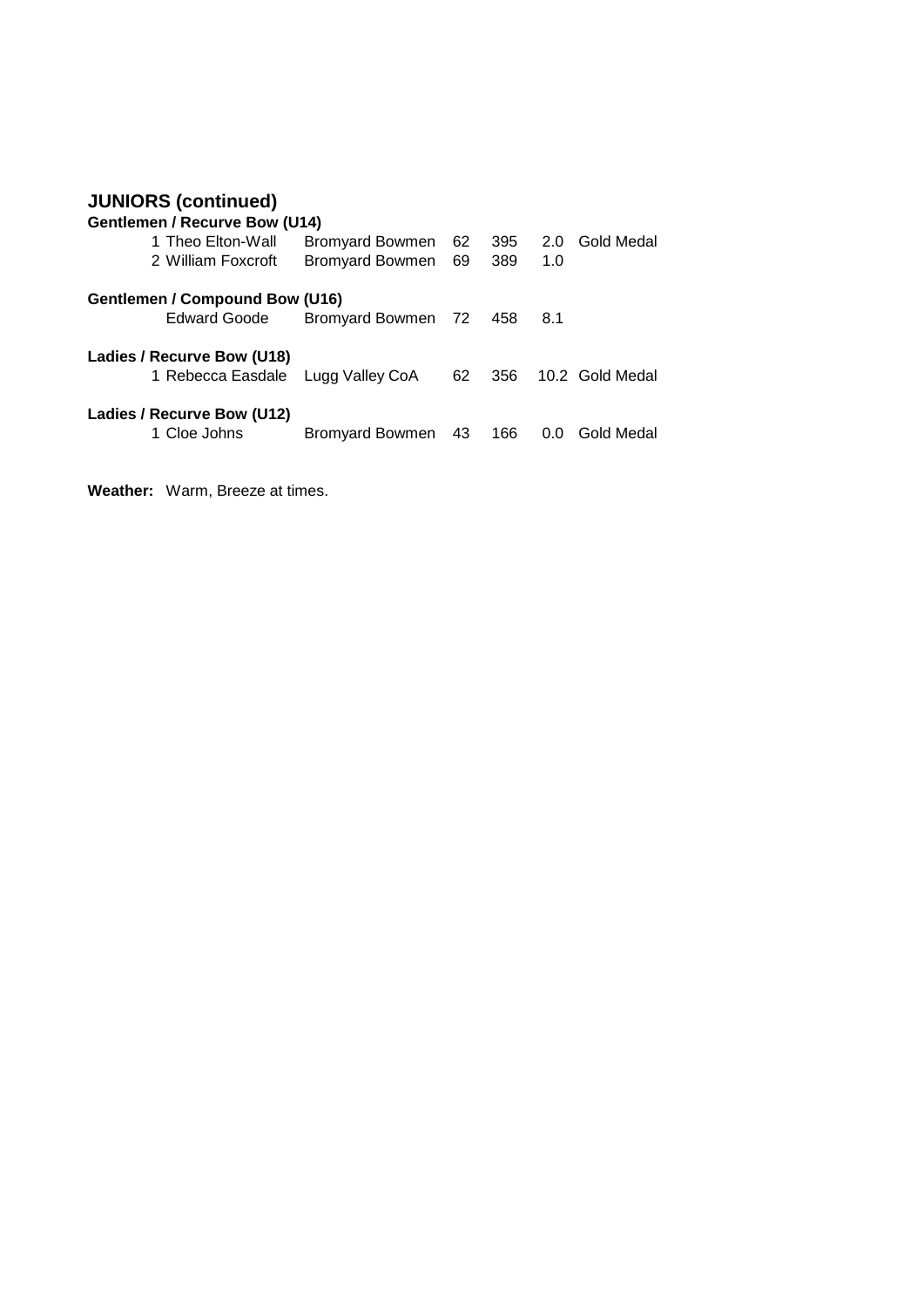## JUNIORS (continued)

### Gentlemen / Recurve Bow (U14)

| | | | | | | |
|---|---|---|---|---|---|---|
| 1 | Theo Elton-Wall | Bromyard Bowmen | 62 | 395 | 2.0 | Gold Medal |
| 2 | William Foxcroft | Bromyard Bowmen | 69 | 389 | 1.0 | |

### Gentlemen / Compound Bow (U16)

| | | | | | | |
|---|---|---|---|---|---|---|
| | Edward Goode | Bromyard Bowmen | 72 | 458 | 8.1 | |

### Ladies / Recurve Bow (U18)

| | | | | | | |
|---|---|---|---|---|---|---|
| 1 | Rebecca Easdale | Lugg Valley CoA | 62 | 356 | 10.2 | Gold Medal |

### Ladies / Recurve Bow (U12)

| | | | | | | |
|---|---|---|---|---|---|---|
| 1 | Cloe Johns | Bromyard Bowmen | 43 | 166 | 0.0 | Gold Medal |

**Weather:** Warm, Breeze at times.